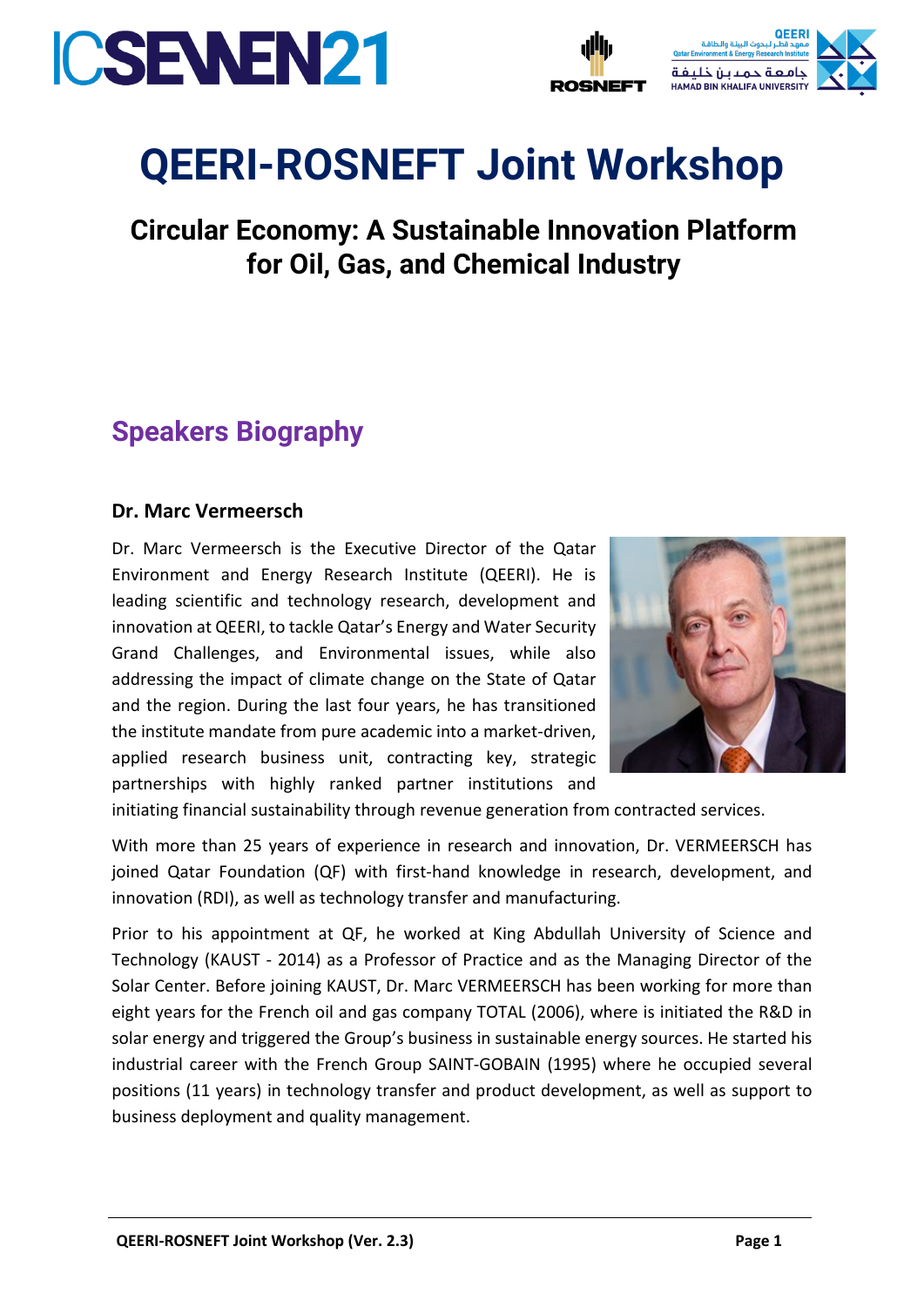# QEERI-ROSNEFT Joint Workshop

## Circular Economy: A Sustainable Innovation Platform for Oil, Gas, and Chemical Industry

## Speakers Biography

### Dr. Marc Vermeersch

Dr. Marc Vermeersch is the Executive Director of the Qatar Environment and Energy Research Institute (QEERI). He is leading scientific and technology research, development and innovation at QEERI, to tackle Qatar's Energy and Water Security Grand Challenges, and Environmental issues, while also addressing the impact of climate change on the State of Qatar and the region. During the last four years, he has transitioned the institute mandate from pure academic into a market-driven, applied research business unit, contracting key, strategic partnerships with highly ranked partner institutions and initiating financial sustainability through revenue generation from contracted services.

With more than 25 years of experience in research and innovation, Dr. VERMEERSCH has joined Qatar Foundation (QF) with first-hand knowledge in research, development, and innovation (RDI), as well as technology transfer and manufacturing.

Prior to his appointment at QF, he worked at King Abdullah University of Science and Technology (KAUST - 2014) as a Professor of Practice and as the Managing Director of the Solar Center. Before joining KAUST, Dr. Marc VERMEERSCH has been working for more than eight years for the French oil and gas company TOTAL (2006), where is initiated the R&D in solar energy and triggered the Group's business in sustainable energy sources. He started his industrial career with the French Group SAINT-GOBAIN (1995) where he occupied several positions (11 years) in technology transfer and product development, as well as support to business deployment and quality management.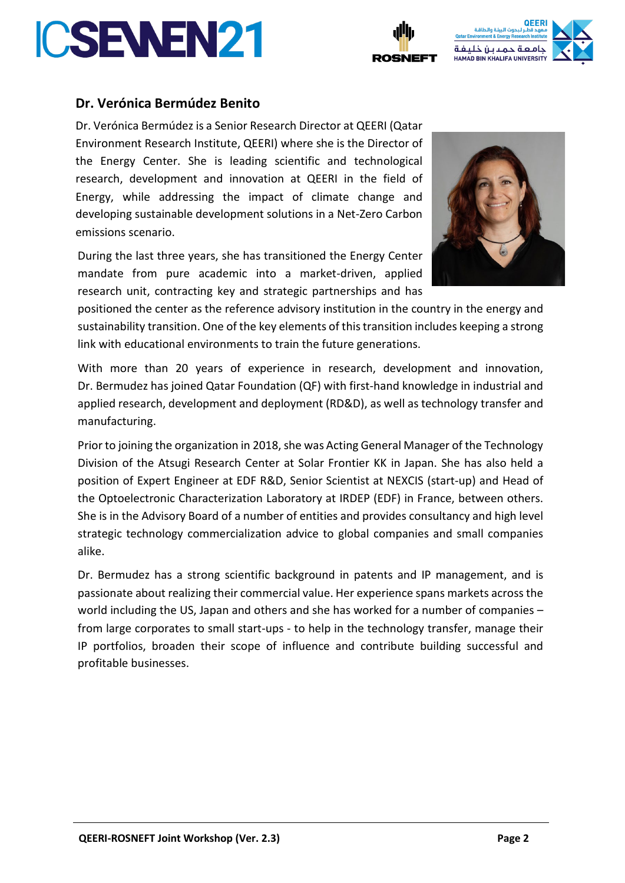## Dr. Verónica Bermúdez Benito

Dr. Verónica Bermúdez is a Senior Research Director at QEERI (Qatar Environment Research Institute, QEERI) where she is the Director of the Energy Center. She is leading scientific and technological research, development and innovation at QEERI in the field of Energy, while addressing the impact of climate change and developing sustainable development solutions in a Net-Zero Carbon emissions scenario.

During the last three years, she has transitioned the Energy Center mandate from pure academic into a market-driven, applied research unit, contracting key and strategic partnerships and has positioned the center as the reference advisory institution in the country in the energy and sustainability transition. One of the key elements of this transition includes keeping a strong link with educational environments to train the future generations.

With more than 20 years of experience in research, development and innovation, Dr. Bermudez has joined Qatar Foundation (QF) with first-hand knowledge in industrial and applied research, development and deployment (RD&D), as well as technology transfer and manufacturing.

Prior to joining the organization in 2018, she was Acting General Manager of the Technology Division of the Atsugi Research Center at Solar Frontier KK in Japan. She has also held a position of Expert Engineer at EDF R&D, Senior Scientist at NEXCIS (start-up) and Head of the Optoelectronic Characterization Laboratory at IRDEP (EDF) in France, between others. She is in the Advisory Board of a number of entities and provides consultancy and high level strategic technology commercialization advice to global companies and small companies alike.

Dr. Bermudez has a strong scientific background in patents and IP management, and is passionate about realizing their commercial value. Her experience spans markets across the world including the US, Japan and others and she has worked for a number of companies – from large corporates to small start-ups - to help in the technology transfer, manage their IP portfolios, broaden their scope of influence and contribute building successful and profitable businesses.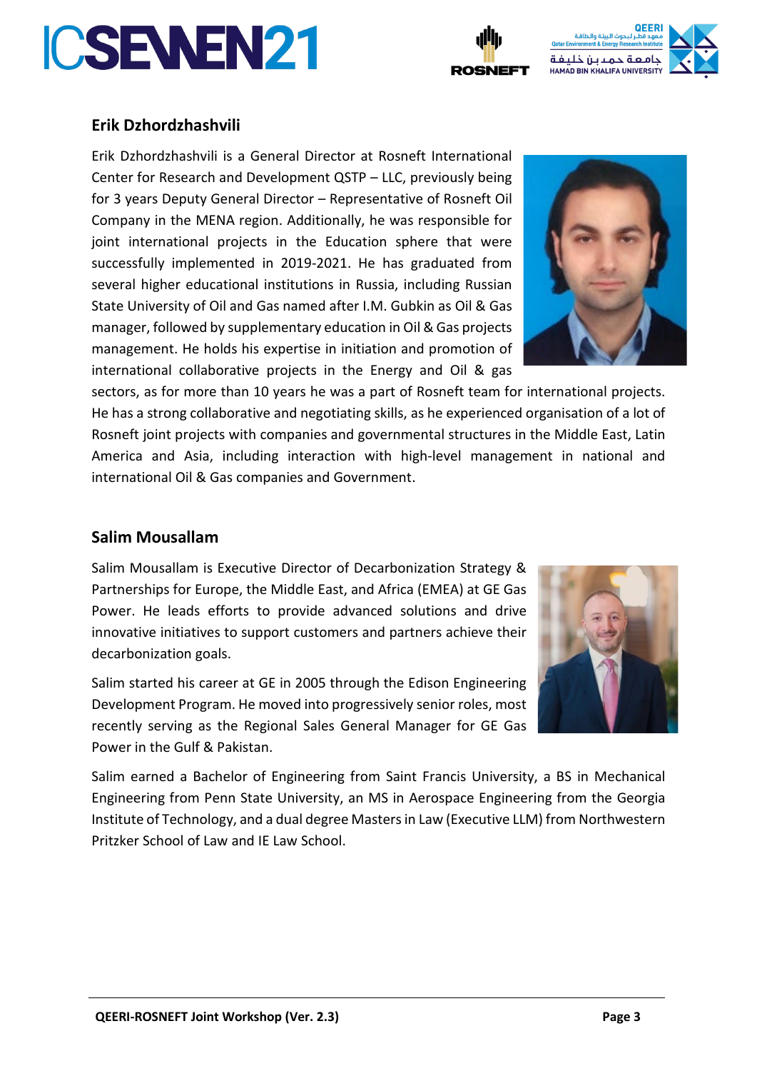## Erik Dzhordzhashvili

Erik Dzhordzhashvili is a General Director at Rosneft International Center for Research and Development QSTP – LLC, previously being for 3 years Deputy General Director – Representative of Rosneft Oil Company in the MENA region. Additionally, he was responsible for joint international projects in the Education sphere that were successfully implemented in 2019-2021. He has graduated from several higher educational institutions in Russia, including Russian State University of Oil and Gas named after I.M. Gubkin as Oil & Gas manager, followed by supplementary education in Oil & Gas projects management. He holds his expertise in initiation and promotion of international collaborative projects in the Energy and Oil & gas sectors, as for more than 10 years he was a part of Rosneft team for international projects. He has a strong collaborative and negotiating skills, as he experienced organisation of a lot of Rosneft joint projects with companies and governmental structures in the Middle East, Latin America and Asia, including interaction with high-level management in national and international Oil & Gas companies and Government.

## Salim Mousallam

Salim Mousallam is Executive Director of Decarbonization Strategy & Partnerships for Europe, the Middle East, and Africa (EMEA) at GE Gas Power. He leads efforts to provide advanced solutions and drive innovative initiatives to support customers and partners achieve their decarbonization goals.

Salim started his career at GE in 2005 through the Edison Engineering Development Program. He moved into progressively senior roles, most recently serving as the Regional Sales General Manager for GE Gas Power in the Gulf & Pakistan.

Salim earned a Bachelor of Engineering from Saint Francis University, a BS in Mechanical Engineering from Penn State University, an MS in Aerospace Engineering from the Georgia Institute of Technology, and a dual degree Masters in Law (Executive LLM) from Northwestern Pritzker School of Law and IE Law School.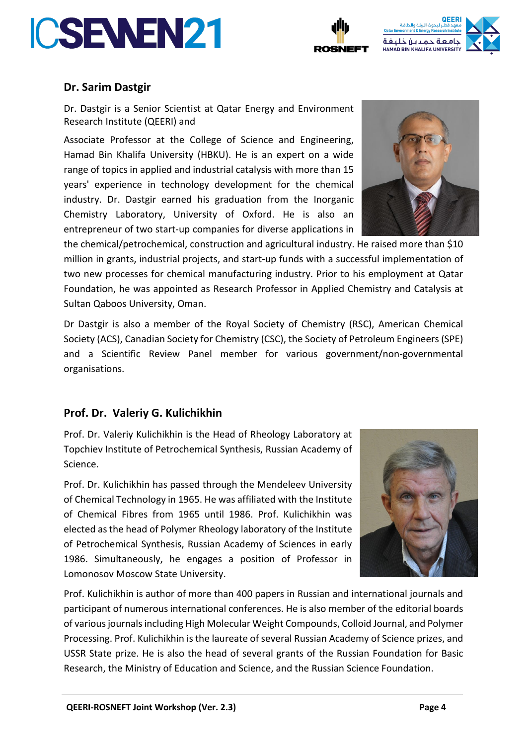## Dr. Sarim Dastgir

Dr. Dastgir is a Senior Scientist at Qatar Energy and Environment Research Institute (QEERI) and

Associate Professor at the College of Science and Engineering, Hamad Bin Khalifa University (HBKU). He is an expert on a wide range of topics in applied and industrial catalysis with more than 15 years' experience in technology development for the chemical industry. Dr. Dastgir earned his graduation from the Inorganic Chemistry Laboratory, University of Oxford. He is also an entrepreneur of two start-up companies for diverse applications in the chemical/petrochemical, construction and agricultural industry. He raised more than $10 million in grants, industrial projects, and start-up funds with a successful implementation of two new processes for chemical manufacturing industry. Prior to his employment at Qatar Foundation, he was appointed as Research Professor in Applied Chemistry and Catalysis at Sultan Qaboos University, Oman.

Dr Dastgir is also a member of the Royal Society of Chemistry (RSC), American Chemical Society (ACS), Canadian Society for Chemistry (CSC), the Society of Petroleum Engineers (SPE) and a Scientific Review Panel member for various government/non-governmental organisations.

## Prof. Dr. Valeriy G. Kulichikhin

Prof. Dr. Valeriy Kulichikhin is the Head of Rheology Laboratory at Topchiev Institute of Petrochemical Synthesis, Russian Academy of Science.

Prof. Dr. Kulichikhin has passed through the Mendeleev University of Chemical Technology in 1965. He was affiliated with the Institute of Chemical Fibres from 1965 until 1986. Prof. Kulichikhin was elected as the head of Polymer Rheology laboratory of the Institute of Petrochemical Synthesis, Russian Academy of Sciences in early 1986. Simultaneously, he engages a position of Professor in Lomonosov Moscow State University.

Prof. Kulichikhin is author of more than 400 papers in Russian and international journals and participant of numerous international conferences. He is also member of the editorial boards of various journals including High Molecular Weight Compounds, Colloid Journal, and Polymer Processing. Prof. Kulichikhin is the laureate of several Russian Academy of Science prizes, and USSR State prize. He is also the head of several grants of the Russian Foundation for Basic Research, the Ministry of Education and Science, and the Russian Science Foundation.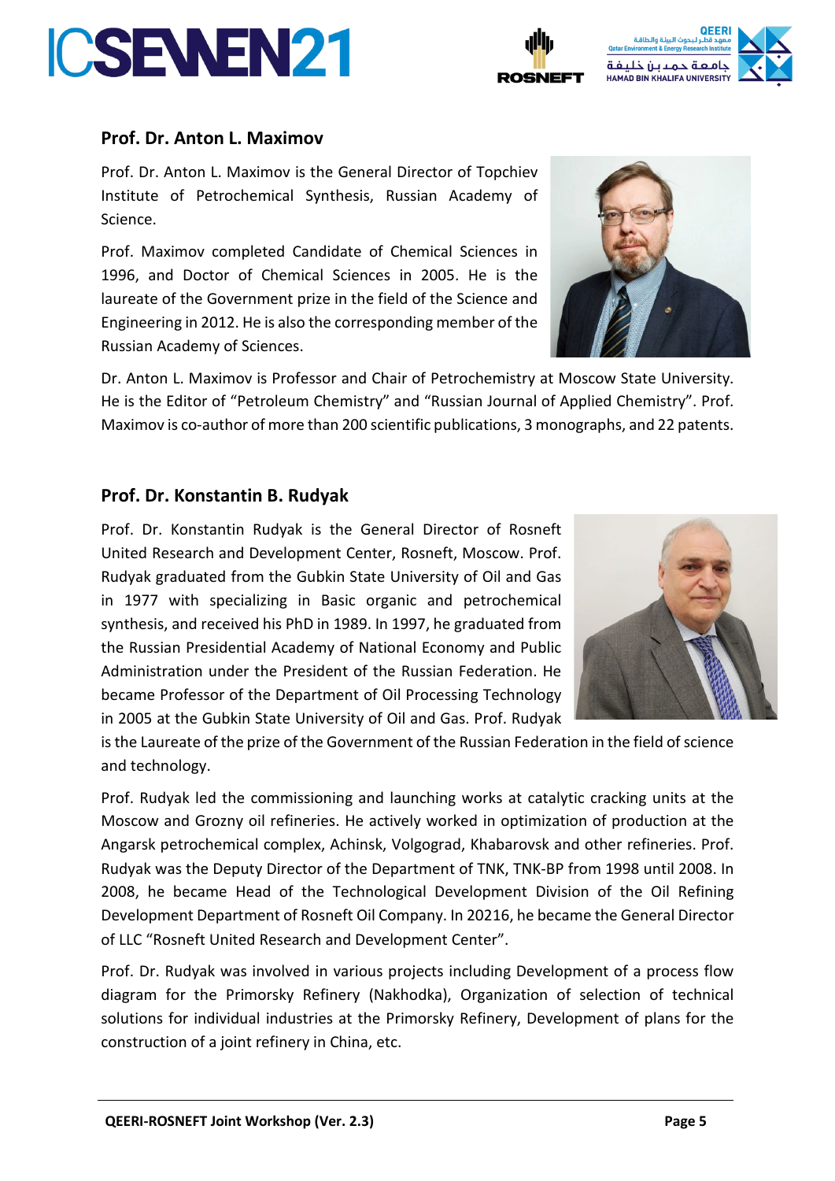## Prof. Dr. Anton L. Maximov

Prof. Dr. Anton L. Maximov is the General Director of Topchiev Institute of Petrochemical Synthesis, Russian Academy of Science.

Prof. Maximov completed Candidate of Chemical Sciences in 1996, and Doctor of Chemical Sciences in 2005. He is the laureate of the Government prize in the field of the Science and Engineering in 2012. He is also the corresponding member of the Russian Academy of Sciences.

Dr. Anton L. Maximov is Professor and Chair of Petrochemistry at Moscow State University. He is the Editor of "Petroleum Chemistry" and "Russian Journal of Applied Chemistry". Prof. Maximov is co-author of more than 200 scientific publications, 3 monographs, and 22 patents.

## Prof. Dr. Konstantin B. Rudyak

Prof. Dr. Konstantin Rudyak is the General Director of Rosneft United Research and Development Center, Rosneft, Moscow. Prof. Rudyak graduated from the Gubkin State University of Oil and Gas in 1977 with specializing in Basic organic and petrochemical synthesis, and received his PhD in 1989. In 1997, he graduated from the Russian Presidential Academy of National Economy and Public Administration under the President of the Russian Federation. He became Professor of the Department of Oil Processing Technology in 2005 at the Gubkin State University of Oil and Gas. Prof. Rudyak is the Laureate of the prize of the Government of the Russian Federation in the field of science and technology.

Prof. Rudyak led the commissioning and launching works at catalytic cracking units at the Moscow and Grozny oil refineries. He actively worked in optimization of production at the Angarsk petrochemical complex, Achinsk, Volgograd, Khabarovsk and other refineries. Prof. Rudyak was the Deputy Director of the Department of TNK, TNK-BP from 1998 until 2008. In 2008, he became Head of the Technological Development Division of the Oil Refining Development Department of Rosneft Oil Company. In 20216, he became the General Director of LLC "Rosneft United Research and Development Center".

Prof. Dr. Rudyak was involved in various projects including Development of a process flow diagram for the Primorsky Refinery (Nakhodka), Organization of selection of technical solutions for individual industries at the Primorsky Refinery, Development of plans for the construction of a joint refinery in China, etc.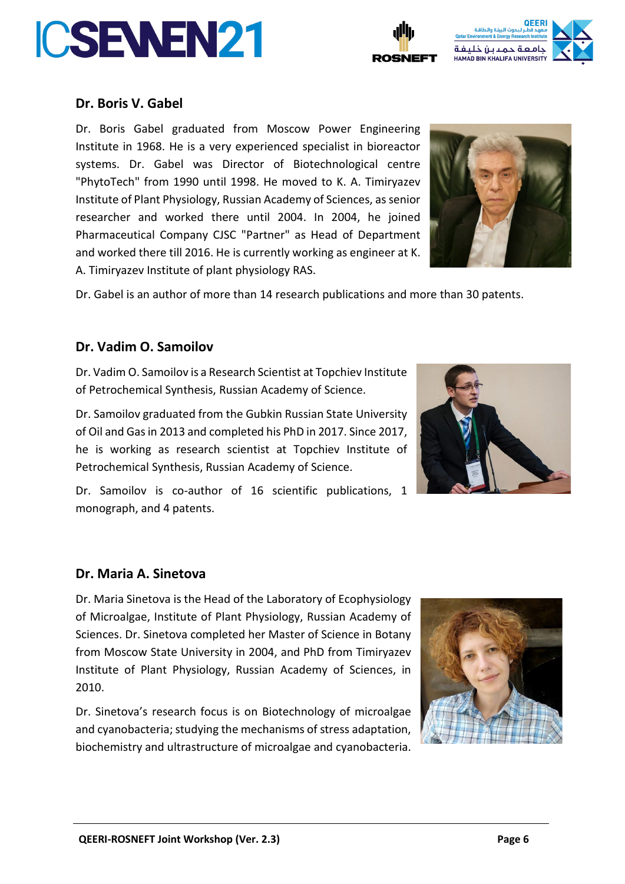### Dr. Boris V. Gabel

Dr. Boris Gabel graduated from Moscow Power Engineering Institute in 1968. He is a very experienced specialist in bioreactor systems. Dr. Gabel was Director of Biotechnological centre "PhytoTech" from 1990 until 1998. He moved to K. A. Timiryazev Institute of Plant Physiology, Russian Academy of Sciences, as senior researcher and worked there until 2004. In 2004, he joined Pharmaceutical Company CJSC "Partner" as Head of Department and worked there till 2016. He is currently working as engineer at K. A. Timiryazev Institute of plant physiology RAS.

Dr. Gabel is an author of more than 14 research publications and more than 30 patents.

### Dr. Vadim O. Samoilov

Dr. Vadim O. Samoilov is a Research Scientist at Topchiev Institute of Petrochemical Synthesis, Russian Academy of Science.

Dr. Samoilov graduated from the Gubkin Russian State University of Oil and Gas in 2013 and completed his PhD in 2017. Since 2017, he is working as research scientist at Topchiev Institute of Petrochemical Synthesis, Russian Academy of Science.

Dr. Samoilov is co-author of 16 scientific publications, 1 monograph, and 4 patents.

### Dr. Maria A. Sinetova

Dr. Maria Sinetova is the Head of the Laboratory of Ecophysiology of Microalgae, Institute of Plant Physiology, Russian Academy of Sciences. Dr. Sinetova completed her Master of Science in Botany from Moscow State University in 2004, and PhD from Timiryazev Institute of Plant Physiology, Russian Academy of Sciences, in 2010.

Dr. Sinetova's research focus is on Biotechnology of microalgae and cyanobacteria; studying the mechanisms of stress adaptation, biochemistry and ultrastructure of microalgae and cyanobacteria.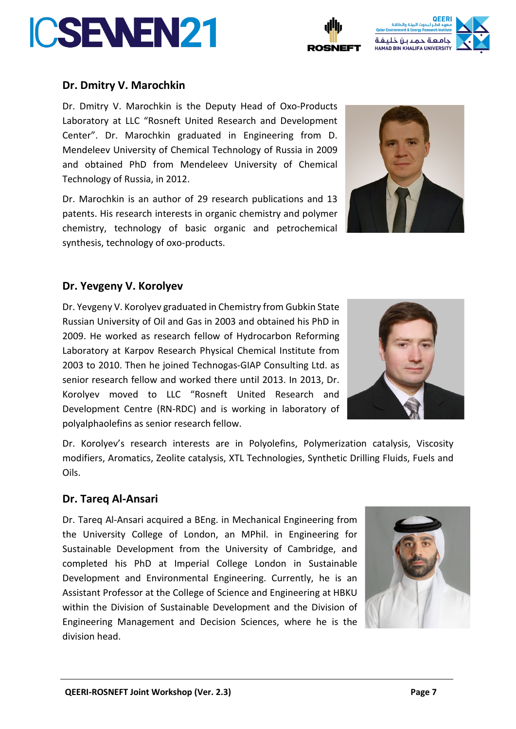## Dr. Dmitry V. Marochkin

Dr. Dmitry V. Marochkin is the Deputy Head of Oxo-Products Laboratory at LLC “Rosneft United Research and Development Center”. Dr. Marochkin graduated in Engineering from D. Mendeleev University of Chemical Technology of Russia in 2009 and obtained PhD from Mendeleev University of Chemical Technology of Russia, in 2012.

Dr. Marochkin is an author of 29 research publications and 13 patents. His research interests in organic chemistry and polymer chemistry, technology of basic organic and petrochemical synthesis, technology of oxo-products.

## Dr. Yevgeny V. Korolyev

Dr. Yevgeny V. Korolyev graduated in Chemistry from Gubkin State Russian University of Oil and Gas in 2003 and obtained his PhD in 2009. He worked as research fellow of Hydrocarbon Reforming Laboratory at Karpov Research Physical Chemical Institute from 2003 to 2010. Then he joined Technogas-GIAP Consulting Ltd. as senior research fellow and worked there until 2013. In 2013, Dr. Korolyev moved to LLC “Rosneft United Research and Development Centre (RN-RDC) and is working in laboratory of polyalphaolefins as senior research fellow.

Dr. Korolyev’s research interests are in Polyolefins, Polymerization catalysis, Viscosity modifiers, Aromatics, Zeolite catalysis, XTL Technologies, Synthetic Drilling Fluids, Fuels and Oils.

## Dr. Tareq Al-Ansari

Dr. Tareq Al-Ansari acquired a BEng. in Mechanical Engineering from the University College of London, an MPhil. in Engineering for Sustainable Development from the University of Cambridge, and completed his PhD at Imperial College London in Sustainable Development and Environmental Engineering. Currently, he is an Assistant Professor at the College of Science and Engineering at HBKU within the Division of Sustainable Development and the Division of Engineering Management and Decision Sciences, where he is the division head.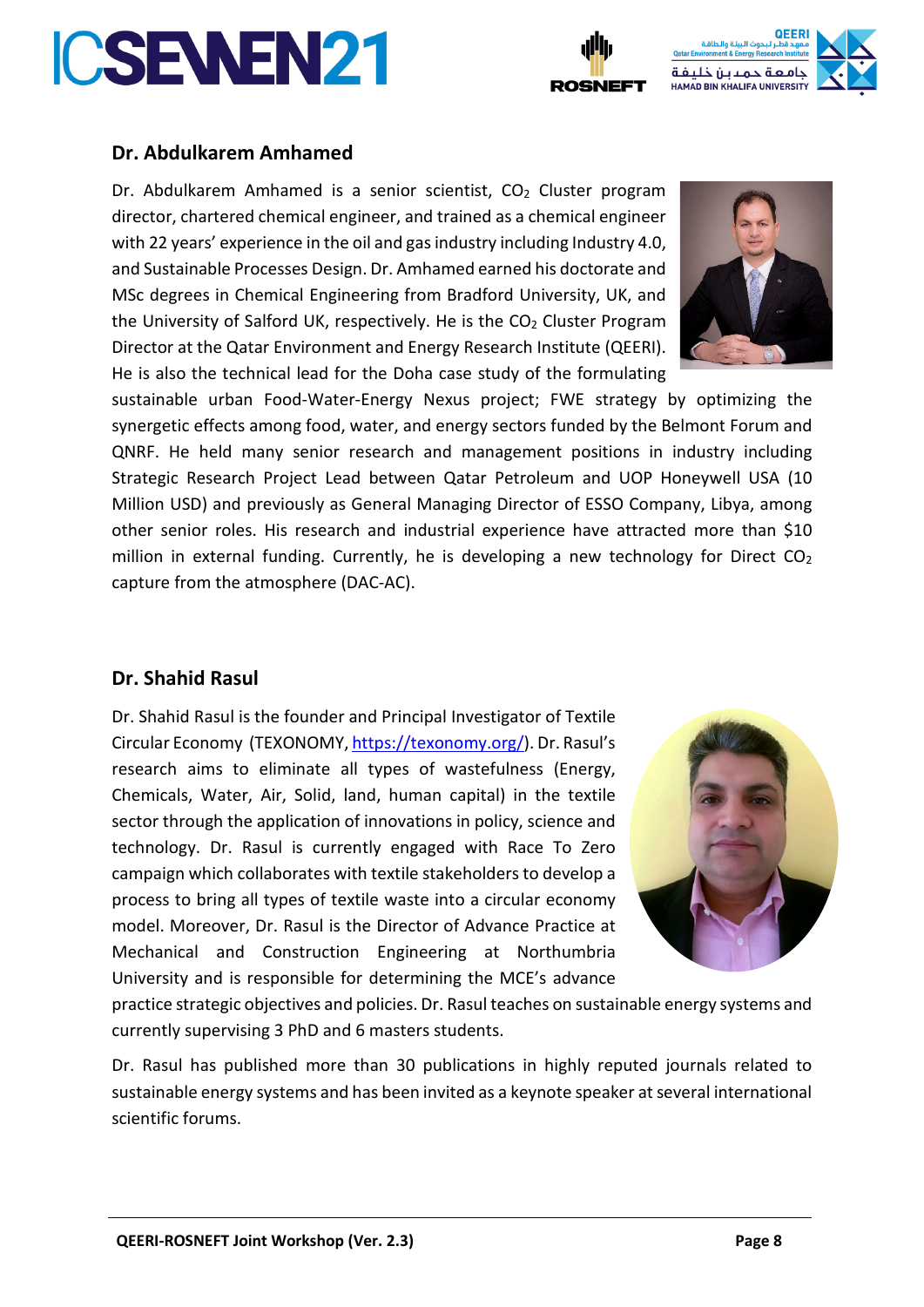## Dr. Abdulkarem Amhamed

Dr. Abdulkarem Amhamed is a senior scientist, $CO_2$ Cluster program director, chartered chemical engineer, and trained as a chemical engineer with 22 years' experience in the oil and gas industry including Industry 4.0, and Sustainable Processes Design. Dr. Amhamed earned his doctorate and MSc degrees in Chemical Engineering from Bradford University, UK, and the University of Salford UK, respectively. He is the $CO_2$ Cluster Program Director at the Qatar Environment and Energy Research Institute (QEERI). He is also the technical lead for the Doha case study of the formulating sustainable urban Food-Water-Energy Nexus project; FWE strategy by optimizing the synergetic effects among food, water, and energy sectors funded by the Belmont Forum and QNRF. He held many senior research and management positions in industry including Strategic Research Project Lead between Qatar Petroleum and UOP Honeywell USA (10 Million USD) and previously as General Managing Director of ESSO Company, Libya, among other senior roles. His research and industrial experience have attracted more than $10 million in external funding. Currently, he is developing a new technology for Direct $CO_2$ capture from the atmosphere (DAC-AC).

## Dr. Shahid Rasul

Dr. Shahid Rasul is the founder and Principal Investigator of Textile Circular Economy (TEXONOMY, https://texonomy.org/). Dr. Rasul's research aims to eliminate all types of wastefulness (Energy, Chemicals, Water, Air, Solid, land, human capital) in the textile sector through the application of innovations in policy, science and technology. Dr. Rasul is currently engaged with Race To Zero campaign which collaborates with textile stakeholders to develop a process to bring all types of textile waste into a circular economy model. Moreover, Dr. Rasul is the Director of Advance Practice at Mechanical and Construction Engineering at Northumbria University and is responsible for determining the MCE's advance practice strategic objectives and policies. Dr. Rasul teaches on sustainable energy systems and currently supervising 3 PhD and 6 masters students.

Dr. Rasul has published more than 30 publications in highly reputed journals related to sustainable energy systems and has been invited as a keynote speaker at several international scientific forums.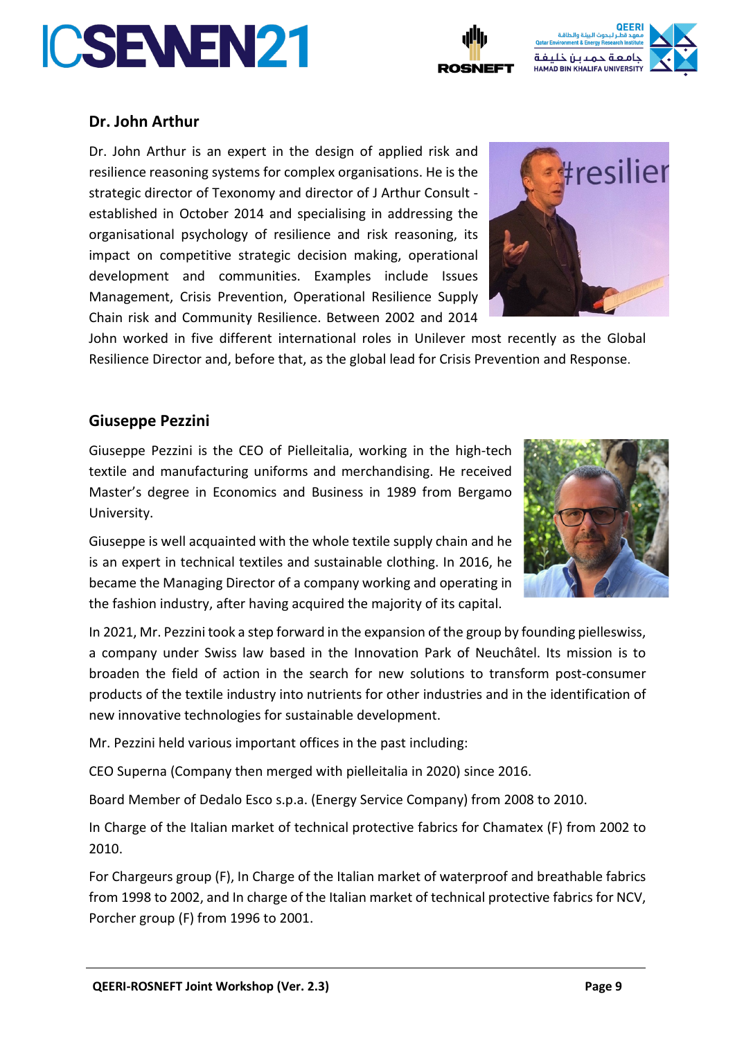## Dr. John Arthur

Dr. John Arthur is an expert in the design of applied risk and resilience reasoning systems for complex organisations. He is the strategic director of Texonomy and director of J Arthur Consult - established in October 2014 and specialising in addressing the organisational psychology of resilience and risk reasoning, its impact on competitive strategic decision making, operational development and communities. Examples include Issues Management, Crisis Prevention, Operational Resilience Supply Chain risk and Community Resilience. Between 2002 and 2014 John worked in five different international roles in Unilever most recently as the Global Resilience Director and, before that, as the global lead for Crisis Prevention and Response.

## Giuseppe Pezzini

Giuseppe Pezzini is the CEO of Pielleitalia, working in the high-tech textile and manufacturing uniforms and merchandising. He received Master's degree in Economics and Business in 1989 from Bergamo University.

Giuseppe is well acquainted with the whole textile supply chain and he is an expert in technical textiles and sustainable clothing. In 2016, he became the Managing Director of a company working and operating in the fashion industry, after having acquired the majority of its capital.

In 2021, Mr. Pezzini took a step forward in the expansion of the group by founding pielleswiss, a company under Swiss law based in the Innovation Park of Neuchâtel. Its mission is to broaden the field of action in the search for new solutions to transform post-consumer products of the textile industry into nutrients for other industries and in the identification of new innovative technologies for sustainable development.

Mr. Pezzini held various important offices in the past including:

CEO Superna (Company then merged with pielleitalia in 2020) since 2016.

Board Member of Dedalo Esco s.p.a. (Energy Service Company) from 2008 to 2010.

In Charge of the Italian market of technical protective fabrics for Chamatex (F) from 2002 to 2010.

For Chargeurs group (F), In Charge of the Italian market of waterproof and breathable fabrics from 1998 to 2002, and In charge of the Italian market of technical protective fabrics for NCV, Porcher group (F) from 1996 to 2001.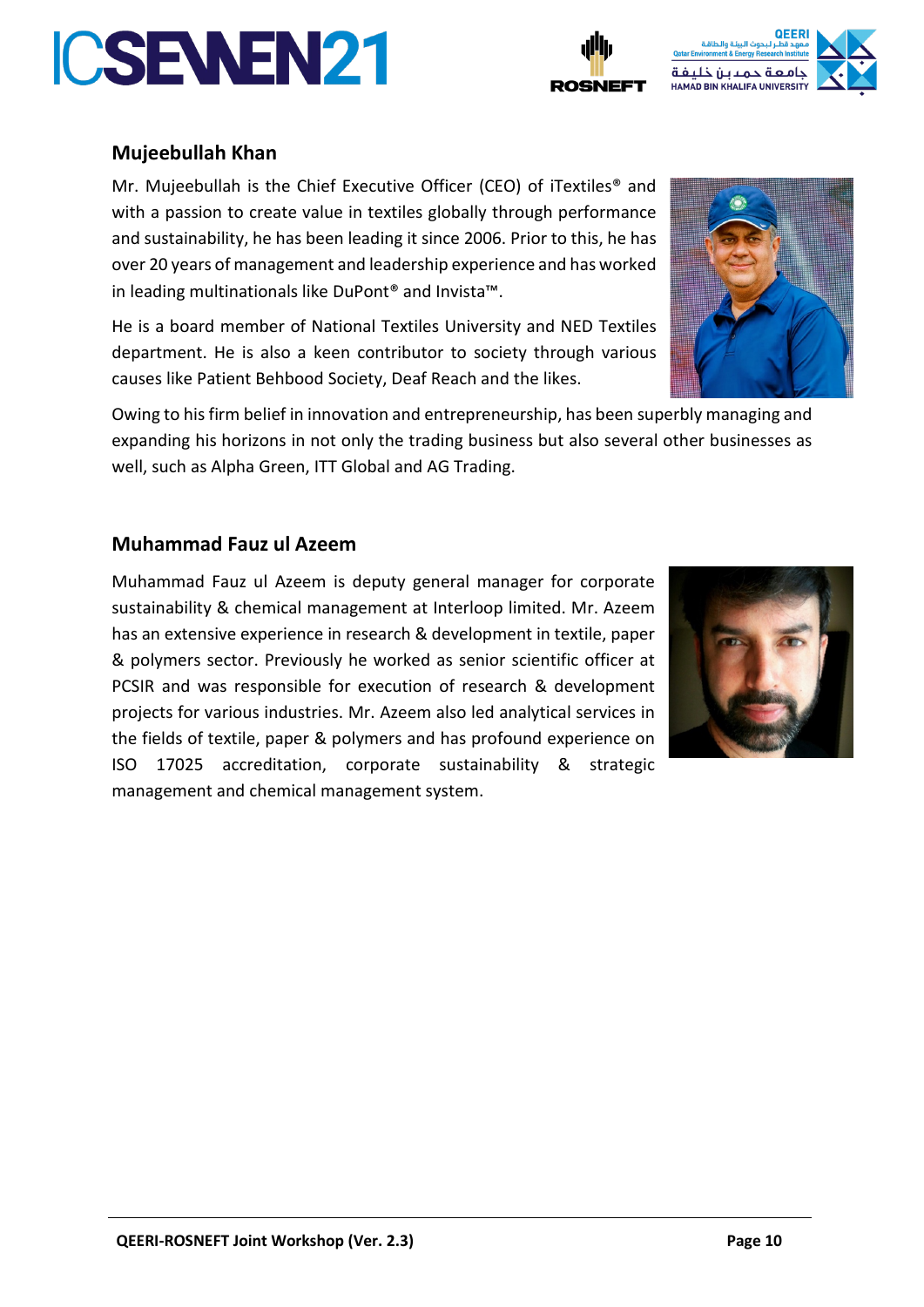## Mujeebullah Khan

Mr. Mujeebullah is the Chief Executive Officer (CEO) of iTextiles® and with a passion to create value in textiles globally through performance and sustainability, he has been leading it since 2006. Prior to this, he has over 20 years of management and leadership experience and has worked in leading multinationals like DuPont® and Invista™.

He is a board member of National Textiles University and NED Textiles department. He is also a keen contributor to society through various causes like Patient Behbood Society, Deaf Reach and the likes.

Owing to his firm belief in innovation and entrepreneurship, has been superbly managing and expanding his horizons in not only the trading business but also several other businesses as well, such as Alpha Green, ITT Global and AG Trading.

## Muhammad Fauz ul Azeem

Muhammad Fauz ul Azeem is deputy general manager for corporate sustainability & chemical management at Interloop limited. Mr. Azeem has an extensive experience in research & development in textile, paper & polymers sector. Previously he worked as senior scientific officer at PCSIR and was responsible for execution of research & development projects for various industries. Mr. Azeem also led analytical services in the fields of textile, paper & polymers and has profound experience on ISO 17025 accreditation, corporate sustainability & strategic management and chemical management system.